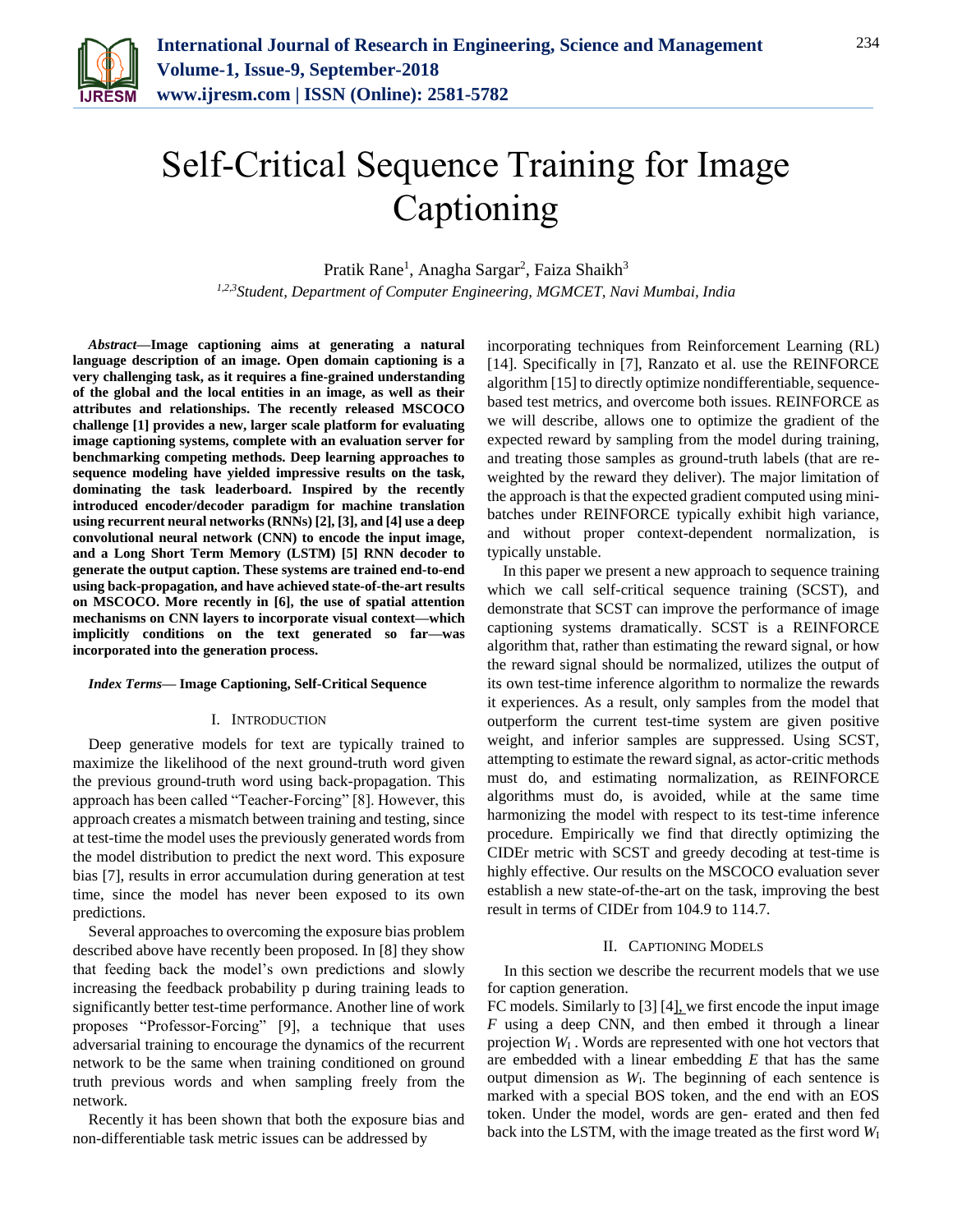# Self-Critical Sequence Training for Image Captioning

Pratik Rane[1], Anagha Sargar[2], Faiza Shaikh[3]

[1,2,3]*Student, Department of Computer Engineering, MGMCET, Navi Mumbai, India*

***Abstract*—Image captioning aims at generating a natural language description of an image. Open domain captioning is a very challenging task, as it requires a fine-grained understanding of the global and the local entities in an image, as well as their attributes and relationships. The recently released MSCOCO challenge [1] provides a new, larger scale platform for evaluating image captioning systems, complete with an evaluation server for benchmarking competing methods. Deep learning approaches to sequence modeling have yielded impressive results on the task, dominating the task leaderboard. Inspired by the recently introduced encoder/decoder paradigm for machine translation using recurrent neural networks (RNNs) [2], [3], and [4] use a deep convolutional neural network (CNN) to encode the input image, and a Long Short Term Memory (LSTM) [5] RNN decoder to generate the output caption. These systems are trained end-to-end using back-propagation, and have achieved state-of-the-art results on MSCOCO. More recently in [6], the use of spatial attention mechanisms on CNN layers to incorporate visual context—which implicitly conditions on the text generated so far—was incorporated into the generation process.**

***Index Terms*— Image Captioning, Self-Critical Sequence**

## I. Introduction

Deep generative models for text are typically trained to maximize the likelihood of the next ground-truth word given the previous ground-truth word using back-propagation. This approach has been called "Teacher-Forcing" [8]. However, this approach creates a mismatch between training and testing, since at test-time the model uses the previously generated words from the model distribution to predict the next word. This exposure bias [7], results in error accumulation during generation at test time, since the model has never been exposed to its own predictions.

Several approaches to overcoming the exposure bias problem described above have recently been proposed. In [8] they show that feeding back the model's own predictions and slowly increasing the feedback probability p during training leads to significantly better test-time performance. Another line of work proposes "Professor-Forcing" [9], a technique that uses adversarial training to encourage the dynamics of the recurrent network to be the same when training conditioned on ground truth previous words and when sampling freely from the network.

Recently it has been shown that both the exposure bias and non-differentiable task metric issues can be addressed by incorporating techniques from Reinforcement Learning (RL) [14]. Specifically in [7], Ranzato et al. use the REINFORCE algorithm [15] to directly optimize nondifferentiable, sequence-based test metrics, and overcome both issues. REINFORCE as we will describe, allows one to optimize the gradient of the expected reward by sampling from the model during training, and treating those samples as ground-truth labels (that are re-weighted by the reward they deliver). The major limitation of the approach is that the expected gradient computed using mini-batches under REINFORCE typically exhibit high variance, and without proper context-dependent normalization, is typically unstable.

In this paper we present a new approach to sequence training which we call self-critical sequence training (SCST), and demonstrate that SCST can improve the performance of image captioning systems dramatically. SCST is a REINFORCE algorithm that, rather than estimating the reward signal, or how the reward signal should be normalized, utilizes the output of its own test-time inference algorithm to normalize the rewards it experiences. As a result, only samples from the model that outperform the current test-time system are given positive weight, and inferior samples are suppressed. Using SCST, attempting to estimate the reward signal, as actor-critic methods must do, and estimating normalization, as REINFORCE algorithms must do, is avoided, while at the same time harmonizing the model with respect to its test-time inference procedure. Empirically we find that directly optimizing the CIDEr metric with SCST and greedy decoding at test-time is highly effective. Our results on the MSCOCO evaluation sever establish a new state-of-the-art on the task, improving the best result in terms of CIDEr from 104.9 to 114.7.

## II. Captioning Models

In this section we describe the recurrent models that we use for caption generation.

FC models. Similarly to [3] [4], we first encode the input image $F$ using a deep CNN, and then embed it through a linear projection $W_I$ . Words are represented with one hot vectors that are embedded with a linear embedding $E$ that has the same output dimension as $W_I$. The beginning of each sentence is marked with a special BOS token, and the end with an EOS token. Under the model, words are gen- erated and then fed back into the LSTM, with the image treated as the first word $W_I$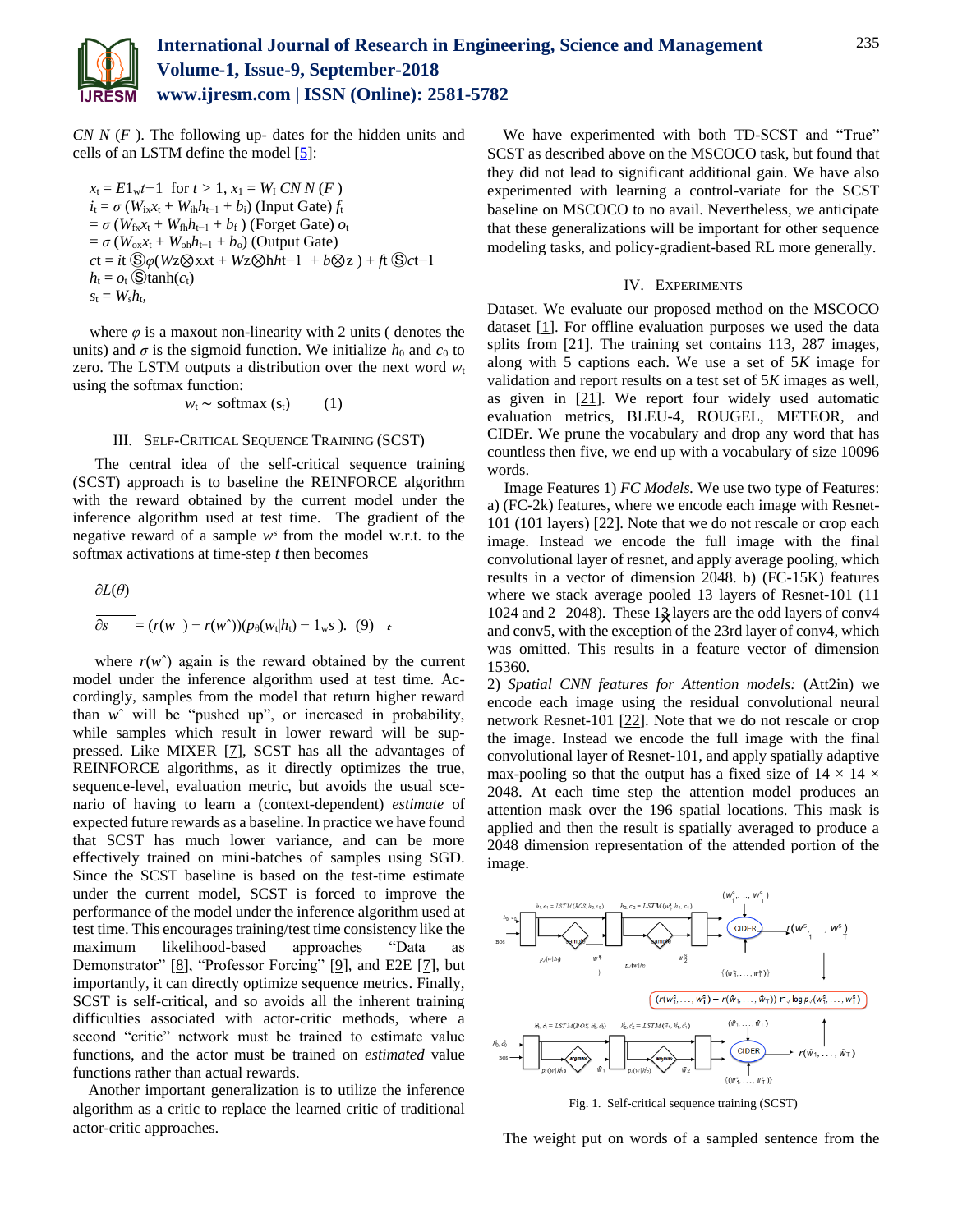$CNN(F)$. The following up- dates for the hidden units and cells of an LSTM define the model [5]:

$$x_t = E1_{w}t-1 \text{ for } t > 1, x_1 = W_I\, CNN(F)$$
$$i_t = \sigma(W_{ix}x_t + W_{ih}h_{t-1} + b_i) \text{ (Input Gate) } f_t$$
$$= \sigma(W_{fx}x_t + W_{fh}h_{t-1} + b_f) \text{ (Forget Gate) } o_t$$
$$= \sigma(W_{ox}x_t + W_{oh}h_{t-1} + b_o) \text{ (Output Gate)}$$
$$ct = it \, ⓢ \, \varphi(Wz\otimes xxt + Wz\otimes hht-1 + b\otimes z) + ft \, ⓢ \, ct-1$$
$$h_t = o_t \, ⓢ \tanh(c_t)$$
$$s_t = W_s h_t,$$

where $\varphi$ is a maxout non-linearity with 2 units ( denotes the units) and $\sigma$ is the sigmoid function. We initialize $h_0$ and $c_0$ to zero. The LSTM outputs a distribution over the next word $w_t$ using the softmax function:

$$w_t \sim \text{softmax}(s_t) \qquad (1)$$

## III. Self-Critical Sequence Training (SCST)

The central idea of the self-critical sequence training (SCST) approach is to baseline the REINFORCE algorithm with the reward obtained by the current model under the inference algorithm used at test time. The gradient of the negative reward of a sample $w^s$ from the model w.r.t. to the softmax activations at time-step $t$ then becomes

$$\frac{\partial L(\theta)}{\partial s} = (r(w\ ) - r(\hat{w}))(p_\theta(w_t|h_t) - 1_{ws}). \quad (9)$$

where $r(\hat{w})$ again is the reward obtained by the current model under the inference algorithm used at test time. Accordingly, samples from the model that return higher reward than $\hat{w}$ will be "pushed up", or increased in probability, while samples which result in lower reward will be suppressed. Like MIXER [7], SCST has all the advantages of REINFORCE algorithms, as it directly optimizes the true, sequence-level, evaluation metric, but avoids the usual scenario of having to learn a (context-dependent) *estimate* of expected future rewards as a baseline. In practice we have found that SCST has much lower variance, and can be more effectively trained on mini-batches of samples using SGD. Since the SCST baseline is based on the test-time estimate under the current model, SCST is forced to improve the performance of the model under the inference algorithm used at test time. This encourages training/test time consistency like the maximum likelihood-based approaches "Data as Demonstrator" [8], "Professor Forcing" [9], and E2E [7], but importantly, it can directly optimize sequence metrics. Finally, SCST is self-critical, and so avoids all the inherent training difficulties associated with actor-critic methods, where a second "critic" network must be trained to estimate value functions, and the actor must be trained on *estimated* value functions rather than actual rewards.

Another important generalization is to utilize the inference algorithm as a critic to replace the learned critic of traditional actor-critic approaches.

We have experimented with both TD-SCST and "True" SCST as described above on the MSCOCO task, but found that they did not lead to significant additional gain. We have also experimented with learning a control-variate for the SCST baseline on MSCOCO to no avail. Nevertheless, we anticipate that these generalizations will be important for other sequence modeling tasks, and policy-gradient-based RL more generally.

## IV. Experiments

Dataset. We evaluate our proposed method on the MSCOCO dataset [1]. For offline evaluation purposes we used the data splits from [21]. The training set contains 113, 287 images, along with 5 captions each. We use a set of 5*K* image for validation and report results on a test set of 5*K* images as well, as given in [21]. We report four widely used automatic evaluation metrics, BLEU-4, ROUGEL, METEOR, and CIDEr. We prune the vocabulary and drop any word that has countless then five, we end up with a vocabulary of size 10096 words.

Image Features 1) *FC Models.* We use two type of Features: a) (FC-2k) features, where we encode each image with Resnet-101 (101 layers) [22]. Note that we do not rescale or crop each image. Instead we encode the full image with the final convolutional layer of resnet, and apply average pooling, which results in a vector of dimension 2048. b) (FC-15K) features where we stack average pooled 13 layers of Resnet-101 (11 1024 and 2 2048). These 13 layers are the odd layers of conv4 and conv5, with the exception of the 23rd layer of conv4, which was omitted. This results in a feature vector of dimension 15360.

2) *Spatial CNN features for Attention models:* (Att2in) we encode each image using the residual convolutional neural network Resnet-101 [22]. Note that we do not rescale or crop the image. Instead we encode the full image with the final convolutional layer of Resnet-101, and apply spatially adaptive max-pooling so that the output has a fixed size of 14 × 14 × 2048. At each time step the attention model produces an attention mask over the 196 spatial locations. This mask is applied and then the result is spatially averaged to produce a 2048 dimension representation of the attended portion of the image.

Fig. 1. Self-critical sequence training (SCST)

The weight put on words of a sampled sentence from the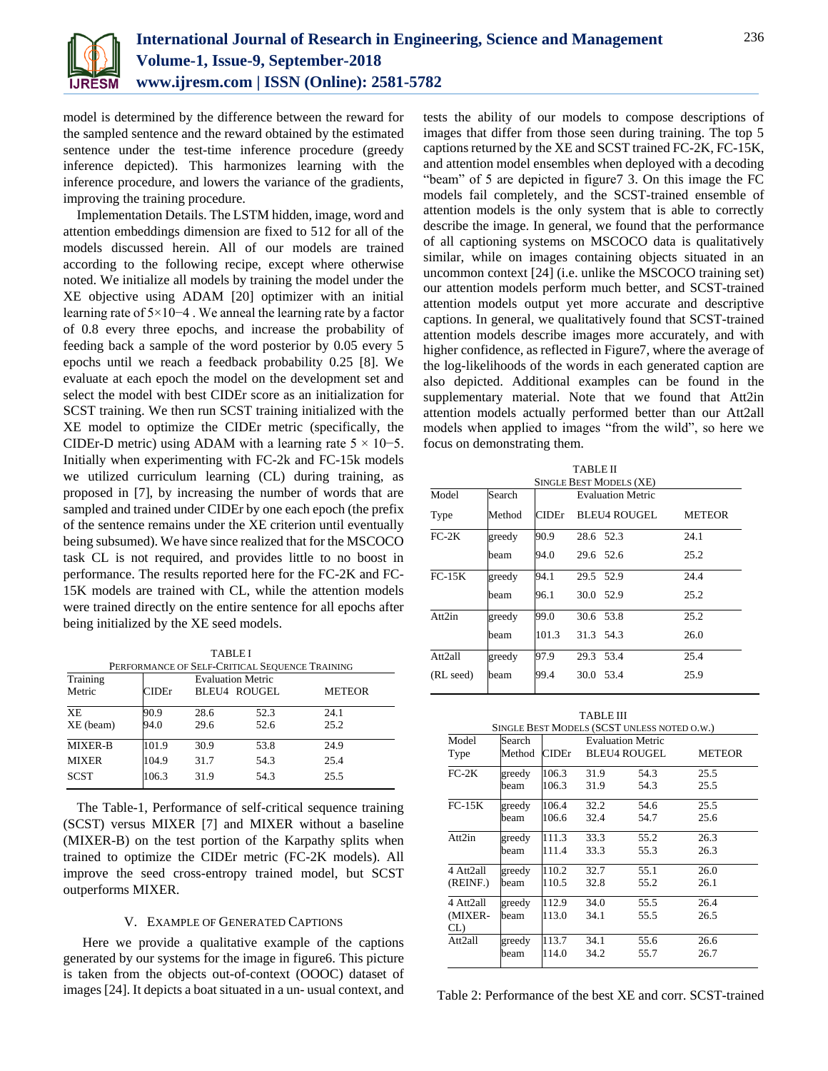model is determined by the difference between the reward for the sampled sentence and the reward obtained by the estimated sentence under the test-time inference procedure (greedy inference depicted). This harmonizes learning with the inference procedure, and lowers the variance of the gradients, improving the training procedure.

Implementation Details. The LSTM hidden, image, word and attention embeddings dimension are fixed to 512 for all of the models discussed herein. All of our models are trained according to the following recipe, except where otherwise noted. We initialize all models by training the model under the XE objective using ADAM [20] optimizer with an initial learning rate of $5\times10^{-4}$ . We anneal the learning rate by a factor of 0.8 every three epochs, and increase the probability of feeding back a sample of the word posterior by 0.05 every 5 epochs until we reach a feedback probability 0.25 [8]. We evaluate at each epoch the model on the development set and select the model with best CIDEr score as an initialization for SCST training. We then run SCST training initialized with the XE model to optimize the CIDEr metric (specifically, the CIDEr-D metric) using ADAM with a learning rate $5 \times 10^{-5}$. Initially when experimenting with FC-2k and FC-15k models we utilized curriculum learning (CL) during training, as proposed in [7], by increasing the number of words that are sampled and trained under CIDEr by one each epoch (the prefix of the sentence remains under the XE criterion until eventually being subsumed). We have since realized that for the MSCOCO task CL is not required, and provides little to no boost in performance. The results reported here for the FC-2K and FC-15K models are trained with CL, while the attention models were trained directly on the entire sentence for all epochs after being initialized by the XE seed models.

TABLE I
PERFORMANCE OF SELF-CRITICAL SEQUENCE TRAINING

| Training Metric | CIDEr | BLEU4 | ROUGEL | METEOR |
|---|---|---|---|---|
| XE | 90.9 | 28.6 | 52.3 | 24.1 |
| XE (beam) | 94.0 | 29.6 | 52.6 | 25.2 |
| MIXER-B | 101.9 | 30.9 | 53.8 | 24.9 |
| MIXER | 104.9 | 31.7 | 54.3 | 25.4 |
| SCST | 106.3 | 31.9 | 54.3 | 25.5 |

The Table-1, Performance of self-critical sequence training (SCST) versus MIXER [7] and MIXER without a baseline (MIXER-B) on the test portion of the Karpathy splits when trained to optimize the CIDEr metric (FC-2K models). All improve the seed cross-entropy trained model, but SCST outperforms MIXER.

## V. EXAMPLE OF GENERATED CAPTIONS

Here we provide a qualitative example of the captions generated by our systems for the image in figure6. This picture is taken from the objects out-of-context (OOOC) dataset of images [24]. It depicts a boat situated in a un- usual context, and tests the ability of our models to compose descriptions of images that differ from those seen during training. The top 5 captions returned by the XE and SCST trained FC-2K, FC-15K, and attention model ensembles when deployed with a decoding "beam" of 5 are depicted in figure7 3. On this image the FC models fail completely, and the SCST-trained ensemble of attention models is the only system that is able to correctly describe the image. In general, we found that the performance of all captioning systems on MSCOCO data is qualitatively similar, while on images containing objects situated in an uncommon context [24] (i.e. unlike the MSCOCO training set) our attention models perform much better, and SCST-trained attention models output yet more accurate and descriptive captions. In general, we qualitatively found that SCST-trained attention models describe images more accurately, and with higher confidence, as reflected in Figure7, where the average of the log-likelihoods of the words in each generated caption are also depicted. Additional examples can be found in the supplementary material. Note that we found that Att2in attention models actually performed better than our Att2all models when applied to images "from the wild", so here we focus on demonstrating them.

TABLE II
SINGLE BEST MODELS (XE)

| Model Type | Search Method | CIDEr | BLEU4 | ROUGEL | METEOR |
|---|---|---|---|---|---|
| FC-2K | greedy | 90.9 | 28.6 | 52.3 | 24.1 |
| | beam | 94.0 | 29.6 | 52.6 | 25.2 |
| FC-15K | greedy | 94.1 | 29.5 | 52.9 | 24.4 |
| | beam | 96.1 | 30.0 | 52.9 | 25.2 |
| Att2in | greedy | 99.0 | 30.6 | 53.8 | 25.2 |
| | beam | 101.3 | 31.3 | 54.3 | 26.0 |
| Att2all (RL seed) | greedy | 97.9 | 29.3 | 53.4 | 25.4 |
| | beam | 99.4 | 30.0 | 53.4 | 25.9 |

TABLE III
SINGLE BEST MODELS (SCST UNLESS NOTED O.W.)

| Model Type | Search Method | CIDEr | BLEU4 | ROUGEL | METEOR |
|---|---|---|---|---|---|
| FC-2K | greedy | 106.3 | 31.9 | 54.3 | 25.5 |
| | beam | 106.3 | 31.9 | 54.3 | 25.5 |
| FC-15K | greedy | 106.4 | 32.2 | 54.6 | 25.5 |
| | beam | 106.6 | 32.4 | 54.7 | 25.6 |
| Att2in | greedy | 111.3 | 33.3 | 55.2 | 26.3 |
| | beam | 111.4 | 33.3 | 55.3 | 26.3 |
| 4 Att2all (REINF.) | greedy | 110.2 | 32.7 | 55.1 | 26.0 |
| | beam | 110.5 | 32.8 | 55.2 | 26.1 |
| 4 Att2all (MIXER-CL) | greedy | 112.9 | 34.0 | 55.5 | 26.4 |
| | beam | 113.0 | 34.1 | 55.5 | 26.5 |
| Att2all | greedy | 113.7 | 34.1 | 55.6 | 26.6 |
| | beam | 114.0 | 34.2 | 55.7 | 26.7 |

Table 2: Performance of the best XE and corr. SCST-trained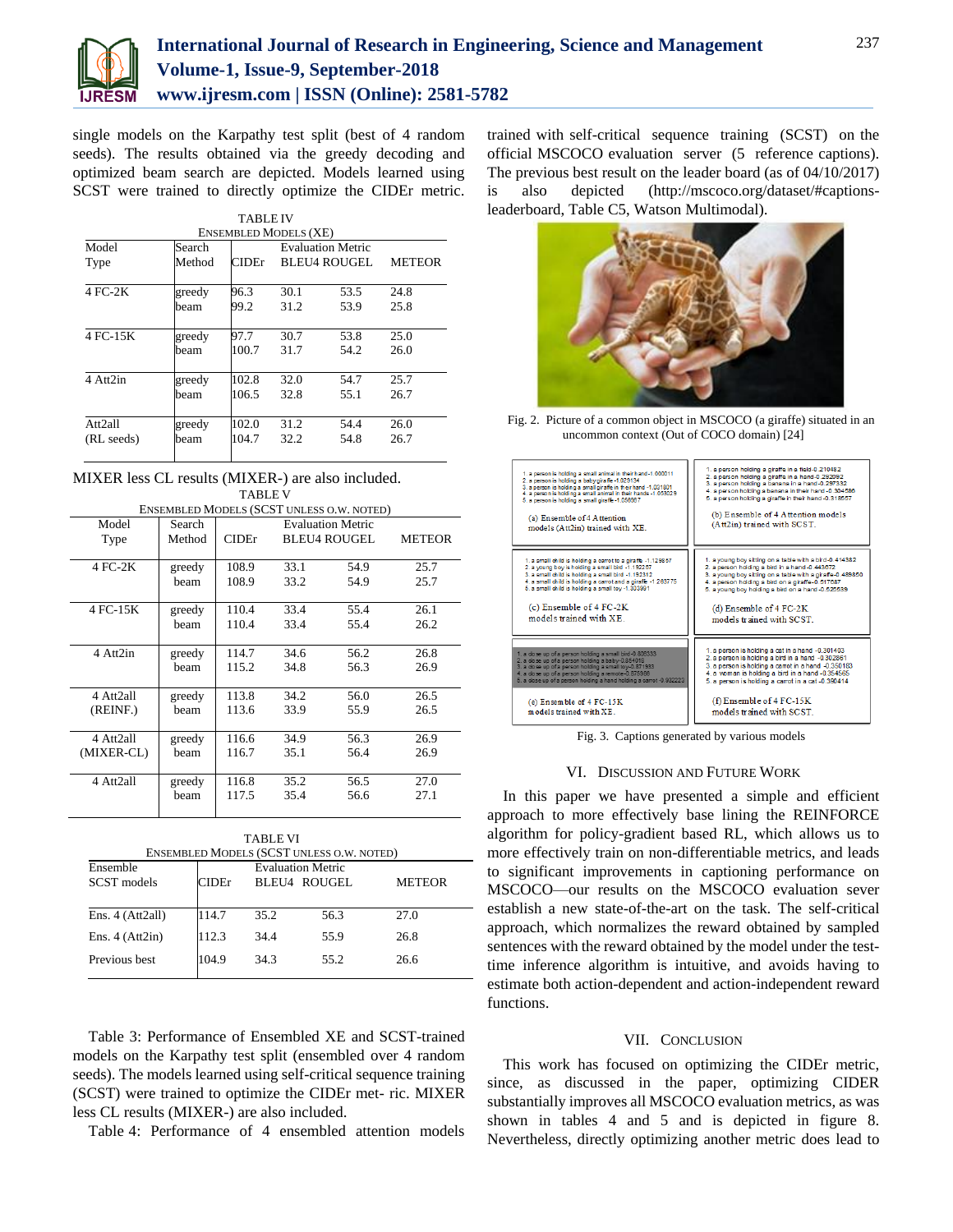single models on the Karpathy test split (best of 4 random seeds). The results obtained via the greedy decoding and optimized beam search are depicted. Models learned using SCST were trained to directly optimize the CIDEr metric.

TABLE IV
ENSEMBLED MODELS (XE)

| Model Type | Search Method | Evaluation Metric CIDEr | BLEU4 | ROUGEL | METEOR |
|---|---|---|---|---|---|
| 4 FC-2K | greedy | 96.3 | 30.1 | 53.5 | 24.8 |
| | beam | 99.2 | 31.2 | 53.9 | 25.8 |
| 4 FC-15K | greedy | 97.7 | 30.7 | 53.8 | 25.0 |
| | beam | 100.7 | 31.7 | 54.2 | 26.0 |
| 4 Att2in | greedy | 102.8 | 32.0 | 54.7 | 25.7 |
| | beam | 106.5 | 32.8 | 55.1 | 26.7 |
| Att2all (RL seeds) | greedy | 102.0 | 31.2 | 54.4 | 26.0 |
| | beam | 104.7 | 32.2 | 54.8 | 26.7 |

MIXER less CL results (MIXER-) are also included.

TABLE V
ENSEMBLED MODELS (SCST UNLESS O.W. NOTED)

| Model Type | Search Method | Evaluation Metric CIDEr | BLEU4 | ROUGEL | METEOR |
|---|---|---|---|---|---|
| 4 FC-2K | greedy | 108.9 | 33.1 | 54.9 | 25.7 |
| | beam | 108.9 | 33.2 | 54.9 | 25.7 |
| 4 FC-15K | greedy | 110.4 | 33.4 | 55.4 | 26.1 |
| | beam | 110.4 | 33.4 | 55.4 | 26.2 |
| 4 Att2in | greedy | 114.7 | 34.6 | 56.2 | 26.8 |
| | beam | 115.2 | 34.8 | 56.3 | 26.9 |
| 4 Att2all (REINF.) | greedy | 113.8 | 34.2 | 56.0 | 26.5 |
| | beam | 113.6 | 33.9 | 55.9 | 26.5 |
| 4 Att2all (MIXER-CL) | greedy | 116.6 | 34.9 | 56.3 | 26.9 |
| | beam | 116.7 | 35.1 | 56.4 | 26.9 |
| 4 Att2all | greedy | 116.8 | 35.2 | 56.5 | 27.0 |
| | beam | 117.5 | 35.4 | 56.6 | 27.1 |

TABLE VI
ENSEMBLED MODELS (SCST UNLESS O.W. NOTED)

| Ensemble SCST models | Evaluation Metric CIDEr | BLEU4 | ROUGEL | METEOR |
|---|---|---|---|---|
| Ens. 4 (Att2all) | 114.7 | 35.2 | 56.3 | 27.0 |
| Ens. 4 (Att2in) | 112.3 | 34.4 | 55.9 | 26.8 |
| Previous best | 104.9 | 34.3 | 55.2 | 26.6 |

Table 3: Performance of Ensembled XE and SCST-trained models on the Karpathy test split (ensembled over 4 random seeds). The models learned using self-critical sequence training (SCST) were trained to optimize the CIDEr met- ric. MIXER less CL results (MIXER-) are also included.

Table 4: Performance of 4 ensembled attention models trained with self-critical sequence training (SCST) on the official MSCOCO evaluation server (5 reference captions). The previous best result on the leader board (as of 04/10/2017) is also depicted (http://mscoco.org/dataset/#captions-leaderboard, Table C5, Watson Multimodal).

Fig. 2. Picture of a common object in MSCOCO (a giraffe) situated in an uncommon context (Out of COCO domain) [24]

Fig. 3. Captions generated by various models

## VI. DISCUSSION AND FUTURE WORK

In this paper we have presented a simple and efficient approach to more effectively base lining the REINFORCE algorithm for policy-gradient based RL, which allows us to more effectively train on non-differentiable metrics, and leads to significant improvements in captioning performance on MSCOCO—our results on the MSCOCO evaluation sever establish a new state-of-the-art on the task. The self-critical approach, which normalizes the reward obtained by sampled sentences with the reward obtained by the model under the test-time inference algorithm is intuitive, and avoids having to estimate both action-dependent and action-independent reward functions.

## VII. CONCLUSION

This work has focused on optimizing the CIDEr metric, since, as discussed in the paper, optimizing CIDER substantially improves all MSCOCO evaluation metrics, as was shown in tables 4 and 5 and is depicted in figure 8. Nevertheless, directly optimizing another metric does lead to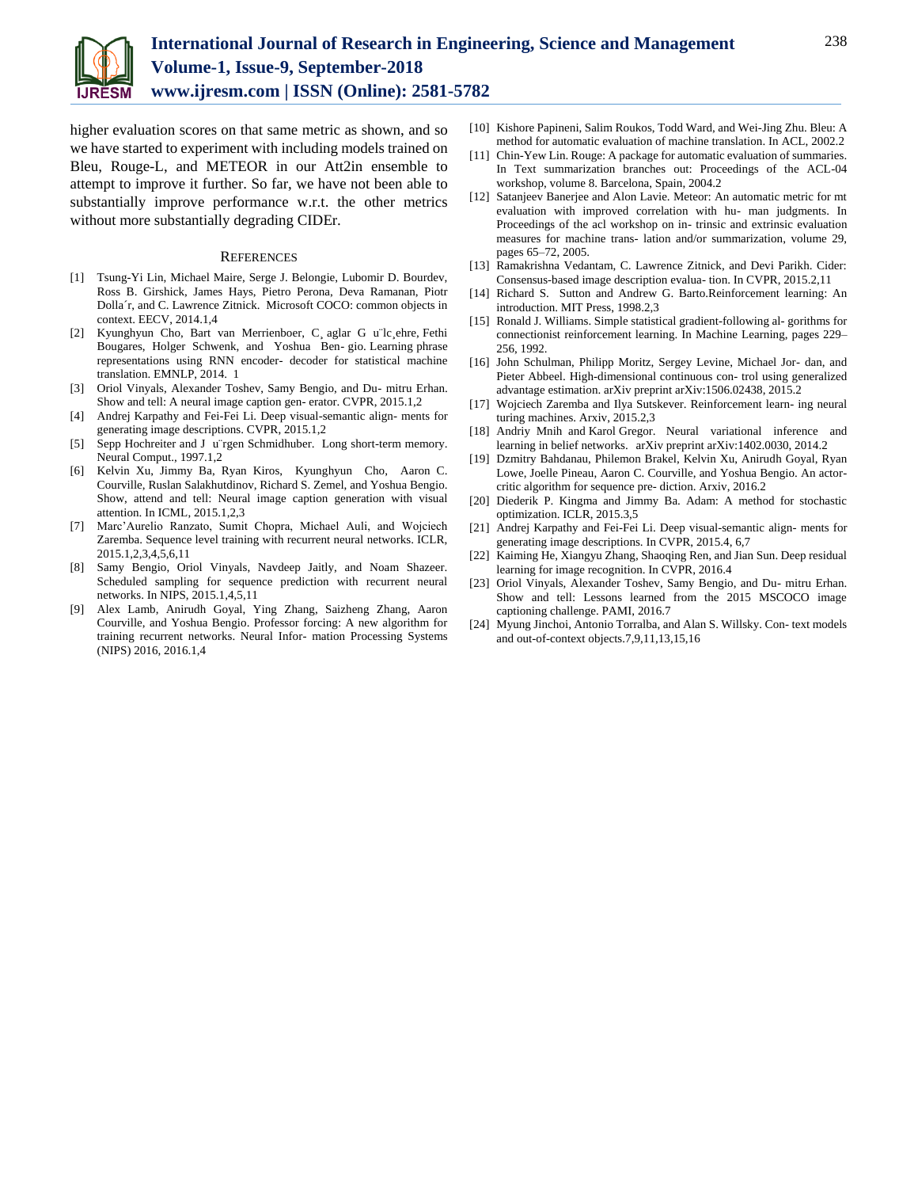higher evaluation scores on that same metric as shown, and so we have started to experiment with including models trained on Bleu, Rouge-L, and METEOR in our Att2in ensemble to attempt to improve it further. So far, we have not been able to substantially improve performance w.r.t. the other metrics without more substantially degrading CIDEr.

## References

[1] Tsung-Yi Lin, Michael Maire, Serge J. Belongie, Lubomir D. Bourdev, Ross B. Girshick, James Hays, Pietro Perona, Deva Ramanan, Piotr Dolla´r, and C. Lawrence Zitnick. Microsoft COCO: common objects in context. EECV, 2014.1,4

[2] Kyunghyun Cho, Bart van Merrienboer, C¸ aglar G u¨lc¸ehre, Fethi Bougares, Holger Schwenk, and Yoshua Ben- gio. Learning phrase representations using RNN encoder- decoder for statistical machine translation. EMNLP, 2014. 1

[3] Oriol Vinyals, Alexander Toshev, Samy Bengio, and Du- mitru Erhan. Show and tell: A neural image caption gen- erator. CVPR, 2015.1,2

[4] Andrej Karpathy and Fei-Fei Li. Deep visual-semantic align- ments for generating image descriptions. CVPR, 2015.1,2

[5] Sepp Hochreiter and J u¨rgen Schmidhuber. Long short-term memory. Neural Comput., 1997.1,2

[6] Kelvin Xu, Jimmy Ba, Ryan Kiros, Kyunghyun Cho, Aaron C. Courville, Ruslan Salakhutdinov, Richard S. Zemel, and Yoshua Bengio. Show, attend and tell: Neural image caption generation with visual attention. In ICML, 2015.1,2,3

[7] Marc'Aurelio Ranzato, Sumit Chopra, Michael Auli, and Wojciech Zaremba. Sequence level training with recurrent neural networks. ICLR, 2015.1,2,3,4,5,6,11

[8] Samy Bengio, Oriol Vinyals, Navdeep Jaitly, and Noam Shazeer. Scheduled sampling for sequence prediction with recurrent neural networks. In NIPS, 2015.1,4,5,11

[9] Alex Lamb, Anirudh Goyal, Ying Zhang, Saizheng Zhang, Aaron Courville, and Yoshua Bengio. Professor forcing: A new algorithm for training recurrent networks. Neural Infor- mation Processing Systems (NIPS) 2016, 2016.1,4

[10] Kishore Papineni, Salim Roukos, Todd Ward, and Wei-Jing Zhu. Bleu: A method for automatic evaluation of machine translation. In ACL, 2002.2

[11] Chin-Yew Lin. Rouge: A package for automatic evaluation of summaries. In Text summarization branches out: Proceedings of the ACL-04 workshop, volume 8. Barcelona, Spain, 2004.2

[12] Satanjeev Banerjee and Alon Lavie. Meteor: An automatic metric for mt evaluation with improved correlation with hu- man judgments. In Proceedings of the acl workshop on in- trinsic and extrinsic evaluation measures for machine trans- lation and/or summarization, volume 29, pages 65–72, 2005.

[13] Ramakrishna Vedantam, C. Lawrence Zitnick, and Devi Parikh. Cider: Consensus-based image description evalua- tion. In CVPR, 2015.2,11

[14] Richard S. Sutton and Andrew G. Barto.Reinforcement learning: An introduction. MIT Press, 1998.2,3

[15] Ronald J. Williams. Simple statistical gradient-following al- gorithms for connectionist reinforcement learning. In Machine Learning, pages 229–256, 1992.

[16] John Schulman, Philipp Moritz, Sergey Levine, Michael Jor- dan, and Pieter Abbeel. High-dimensional continuous con- trol using generalized advantage estimation. arXiv preprint arXiv:1506.02438, 2015.2

[17] Wojciech Zaremba and Ilya Sutskever. Reinforcement learn- ing neural turing machines. Arxiv, 2015.2,3

[18] Andriy Mnih and Karol Gregor. Neural variational inference and learning in belief networks. arXiv preprint arXiv:1402.0030, 2014.2

[19] Dzmitry Bahdanau, Philemon Brakel, Kelvin Xu, Anirudh Goyal, Ryan Lowe, Joelle Pineau, Aaron C. Courville, and Yoshua Bengio. An actor-critic algorithm for sequence pre- diction. Arxiv, 2016.2

[20] Diederik P. Kingma and Jimmy Ba. Adam: A method for stochastic optimization. ICLR, 2015.3,5

[21] Andrej Karpathy and Fei-Fei Li. Deep visual-semantic align- ments for generating image descriptions. In CVPR, 2015.4, 6,7

[22] Kaiming He, Xiangyu Zhang, Shaoqing Ren, and Jian Sun. Deep residual learning for image recognition. In CVPR, 2016.4

[23] Oriol Vinyals, Alexander Toshev, Samy Bengio, and Du- mitru Erhan. Show and tell: Lessons learned from the 2015 MSCOCO image captioning challenge. PAMI, 2016.7

[24] Myung Jinchoi, Antonio Torralba, and Alan S. Willsky. Con- text models and out-of-context objects.7,9,11,13,15,16